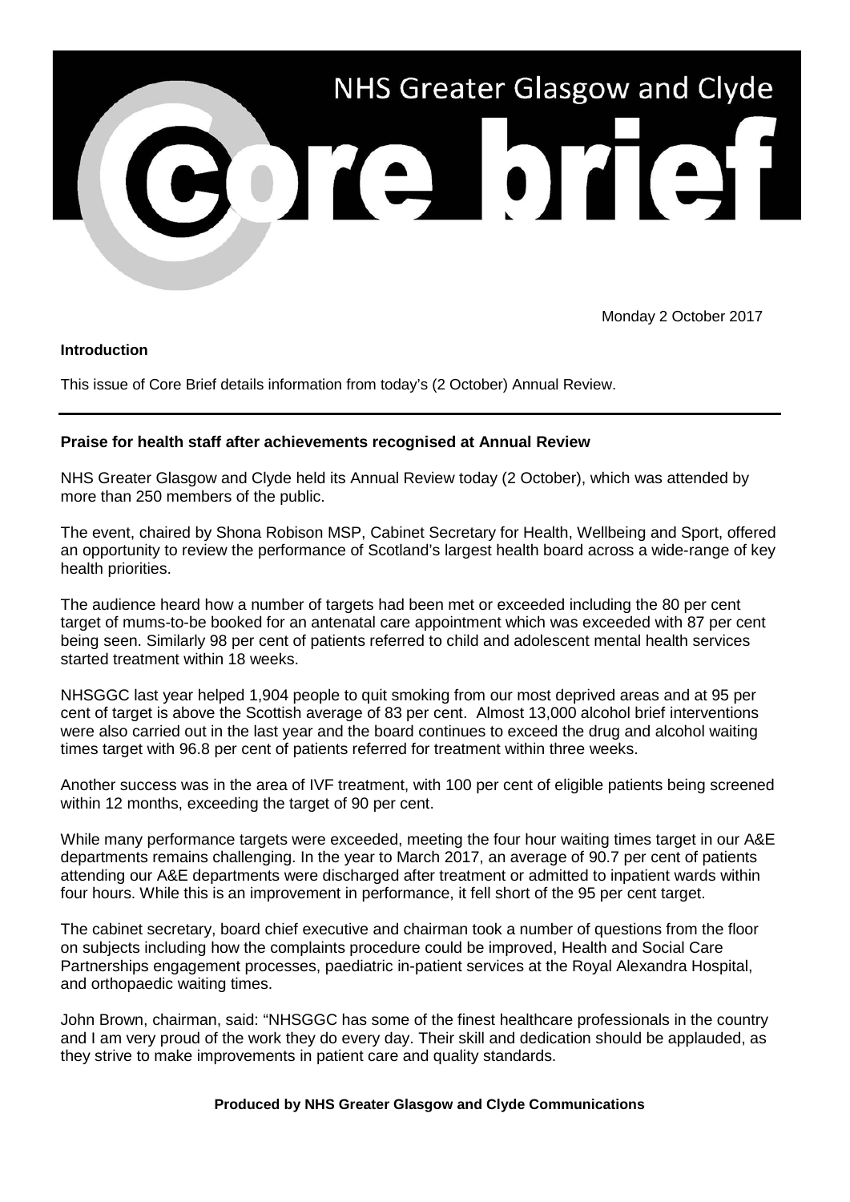# NHS Greater Glasgow and Clyde

# Core brief

Monday 2 October 2017

**Introduction**

This issue of Core Brief details information from today's (2 October) Annual Review.

---

## Praise for health staff after achievements recognised at Annual Review

NHS Greater Glasgow and Clyde held its Annual Review today (2 October), which was attended by more than 250 members of the public.

The event, chaired by Shona Robison MSP, Cabinet Secretary for Health, Wellbeing and Sport, offered an opportunity to review the performance of Scotland's largest health board across a wide-range of key health priorities.

The audience heard how a number of targets had been met or exceeded including the 80 per cent target of mums-to-be booked for an antenatal care appointment which was exceeded with 87 per cent being seen. Similarly 98 per cent of patients referred to child and adolescent mental health services started treatment within 18 weeks.

NHSGGC last year helped 1,904 people to quit smoking from our most deprived areas and at 95 per cent of target is above the Scottish average of 83 per cent. Almost 13,000 alcohol brief interventions were also carried out in the last year and the board continues to exceed the drug and alcohol waiting times target with 96.8 per cent of patients referred for treatment within three weeks.

Another success was in the area of IVF treatment, with 100 per cent of eligible patients being screened within 12 months, exceeding the target of 90 per cent.

While many performance targets were exceeded, meeting the four hour waiting times target in our A&E departments remains challenging. In the year to March 2017, an average of 90.7 per cent of patients attending our A&E departments were discharged after treatment or admitted to inpatient wards within four hours. While this is an improvement in performance, it fell short of the 95 per cent target.

The cabinet secretary, board chief executive and chairman took a number of questions from the floor on subjects including how the complaints procedure could be improved, Health and Social Care Partnerships engagement processes, paediatric in-patient services at the Royal Alexandra Hospital, and orthopaedic waiting times.

John Brown, chairman, said: "NHSGGC has some of the finest healthcare professionals in the country and I am very proud of the work they do every day. Their skill and dedication should be applauded, as they strive to make improvements in patient care and quality standards.

**Produced by NHS Greater Glasgow and Clyde Communications**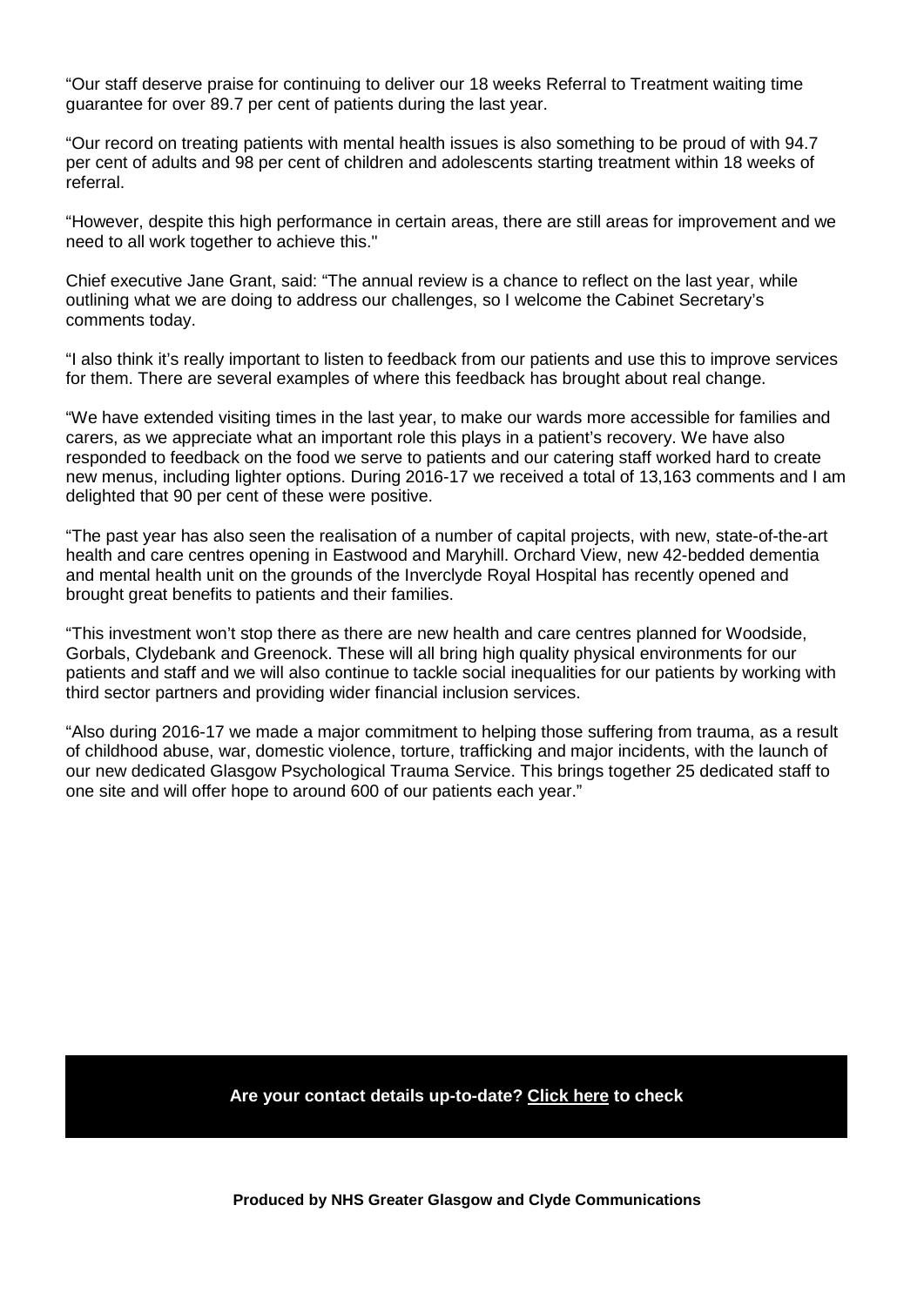"Our staff deserve praise for continuing to deliver our 18 weeks Referral to Treatment waiting time guarantee for over 89.7 per cent of patients during the last year.

"Our record on treating patients with mental health issues is also something to be proud of with 94.7 per cent of adults and 98 per cent of children and adolescents starting treatment within 18 weeks of referral.

"However, despite this high performance in certain areas, there are still areas for improvement and we need to all work together to achieve this."

Chief executive Jane Grant, said: "The annual review is a chance to reflect on the last year, while outlining what we are doing to address our challenges, so I welcome the Cabinet Secretary's comments today.

"I also think it's really important to listen to feedback from our patients and use this to improve services for them. There are several examples of where this feedback has brought about real change.

"We have extended visiting times in the last year, to make our wards more accessible for families and carers, as we appreciate what an important role this plays in a patient's recovery. We have also responded to feedback on the food we serve to patients and our catering staff worked hard to create new menus, including lighter options. During 2016-17 we received a total of 13,163 comments and I am delighted that 90 per cent of these were positive.

"The past year has also seen the realisation of a number of capital projects, with new, state-of-the-art health and care centres opening in Eastwood and Maryhill. Orchard View, new 42-bedded dementia and mental health unit on the grounds of the Inverclyde Royal Hospital has recently opened and brought great benefits to patients and their families.

"This investment won't stop there as there are new health and care centres planned for Woodside, Gorbals, Clydebank and Greenock. These will all bring high quality physical environments for our patients and staff and we will also continue to tackle social inequalities for our patients by working with third sector partners and providing wider financial inclusion services.

"Also during 2016-17 we made a major commitment to helping those suffering from trauma, as a result of childhood abuse, war, domestic violence, torture, trafficking and major incidents, with the launch of our new dedicated Glasgow Psychological Trauma Service. This brings together 25 dedicated staff to one site and will offer hope to around 600 of our patients each year."

**Are your contact details up-to-date? Click here to check**

**Produced by NHS Greater Glasgow and Clyde Communications**